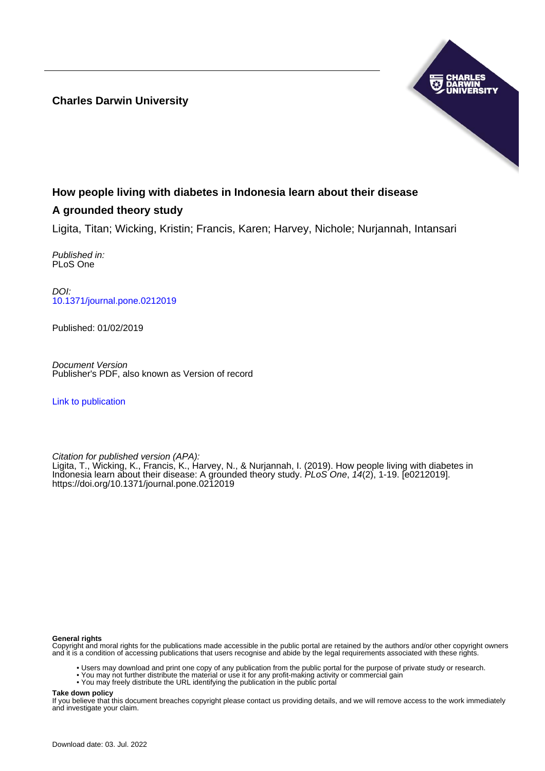**Charles Darwin University**

# How people living with diabetes in Indonesia learn about their disease

## A grounded theory study

Ligita, Titan; Wicking, Kristin; Francis, Karen; Harvey, Nichole; Nurjannah, Intansari

*Published in:*
PLoS One

*DOI:*
10.1371/journal.pone.0212019

Published: 01/02/2019

*Document Version*
Publisher's PDF, also known as Version of record

Link to publication

*Citation for published version (APA):*
Ligita, T., Wicking, K., Francis, K., Harvey, N., & Nurjannah, I. (2019). How people living with diabetes in Indonesia learn about their disease: A grounded theory study. *PLoS One*, *14*(2), 1-19. [e0212019]. https://doi.org/10.1371/journal.pone.0212019

**General rights**
Copyright and moral rights for the publications made accessible in the public portal are retained by the authors and/or other copyright owners and it is a condition of accessing publications that users recognise and abide by the legal requirements associated with these rights.

- Users may download and print one copy of any publication from the public portal for the purpose of private study or research.
- You may not further distribute the material or use it for any profit-making activity or commercial gain
- You may freely distribute the URL identifying the publication in the public portal

**Take down policy**
If you believe that this document breaches copyright please contact us providing details, and we will remove access to the work immediately and investigate your claim.

Download date: 03. Jul. 2022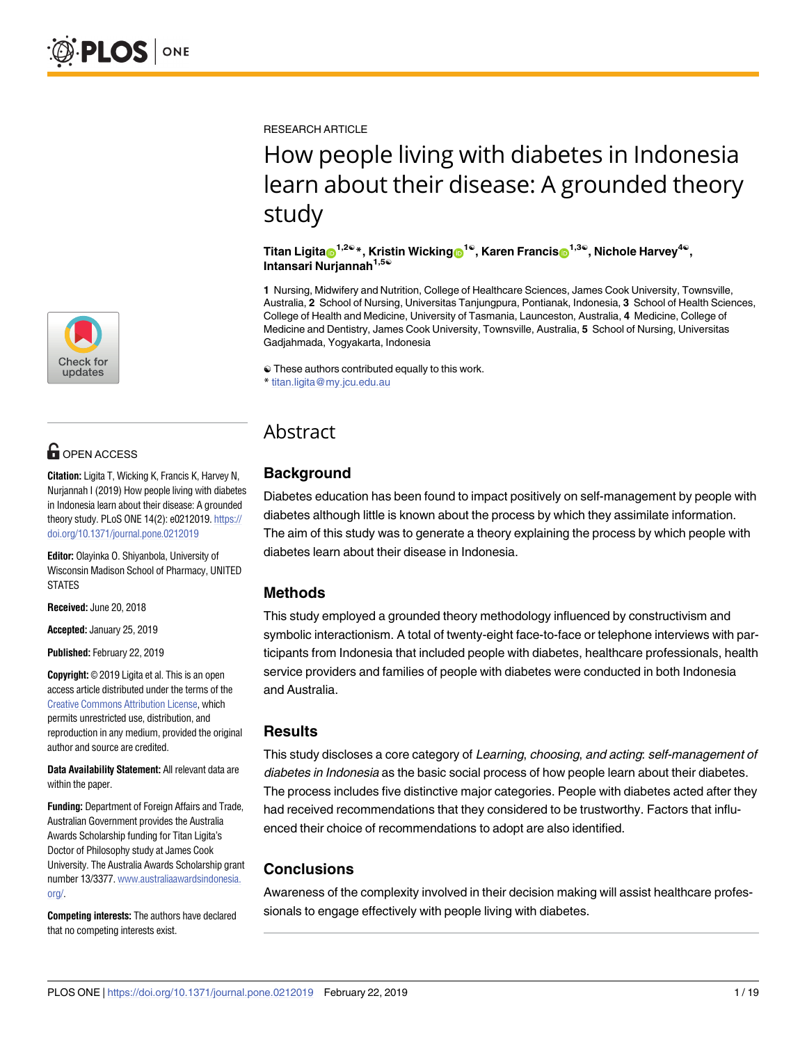RESEARCH ARTICLE

# How people living with diabetes in Indonesia learn about their disease: A grounded theory study

**Titan Ligita**[1,2☯]*, **Kristin Wicking**[1☯], **Karen Francis**[1,3☯], **Nichole Harvey**[4☯], **Intansari Nurjannah**[1,5☯]

**1** Nursing, Midwifery and Nutrition, College of Healthcare Sciences, James Cook University, Townsville, Australia, **2** School of Nursing, Universitas Tanjungpura, Pontianak, Indonesia, **3** School of Health Sciences, College of Health and Medicine, University of Tasmania, Launceston, Australia, **4** Medicine, College of Medicine and Dentistry, James Cook University, Townsville, Australia, **5** School of Nursing, Universitas Gadjahmada, Yogyakarta, Indonesia

☯ These authors contributed equally to this work.
* titan.ligita@my.jcu.edu.au

OPEN ACCESS

**Citation:** Ligita T, Wicking K, Francis K, Harvey N, Nurjannah I (2019) How people living with diabetes in Indonesia learn about their disease: A grounded theory study. PLoS ONE 14(2): e0212019. https://doi.org/10.1371/journal.pone.0212019

**Editor:** Olayinka O. Shiyanbola, University of Wisconsin Madison School of Pharmacy, UNITED STATES

**Received:** June 20, 2018

**Accepted:** January 25, 2019

**Published:** February 22, 2019

**Copyright:** © 2019 Ligita et al. This is an open access article distributed under the terms of the Creative Commons Attribution License, which permits unrestricted use, distribution, and reproduction in any medium, provided the original author and source are credited.

**Data Availability Statement:** All relevant data are within the paper.

**Funding:** Department of Foreign Affairs and Trade, Australian Government provides the Australia Awards Scholarship funding for Titan Ligita's Doctor of Philosophy study at James Cook University. The Australia Awards Scholarship grant number 13/3377. www.australiaawardsindonesia.org/.

**Competing interests:** The authors have declared that no competing interests exist.

## Abstract

### Background

Diabetes education has been found to impact positively on self-management by people with diabetes although little is known about the process by which they assimilate information. The aim of this study was to generate a theory explaining the process by which people with diabetes learn about their disease in Indonesia.

### Methods

This study employed a grounded theory methodology influenced by constructivism and symbolic interactionism. A total of twenty-eight face-to-face or telephone interviews with participants from Indonesia that included people with diabetes, healthcare professionals, health service providers and families of people with diabetes were conducted in both Indonesia and Australia.

### Results

This study discloses a core category of *Learning*, *choosing*, *and acting*: *self-management of diabetes in Indonesia* as the basic social process of how people learn about their diabetes. The process includes five distinctive major categories. People with diabetes acted after they had received recommendations that they considered to be trustworthy. Factors that influenced their choice of recommendations to adopt are also identified.

### Conclusions

Awareness of the complexity involved in their decision making will assist healthcare professionals to engage effectively with people living with diabetes.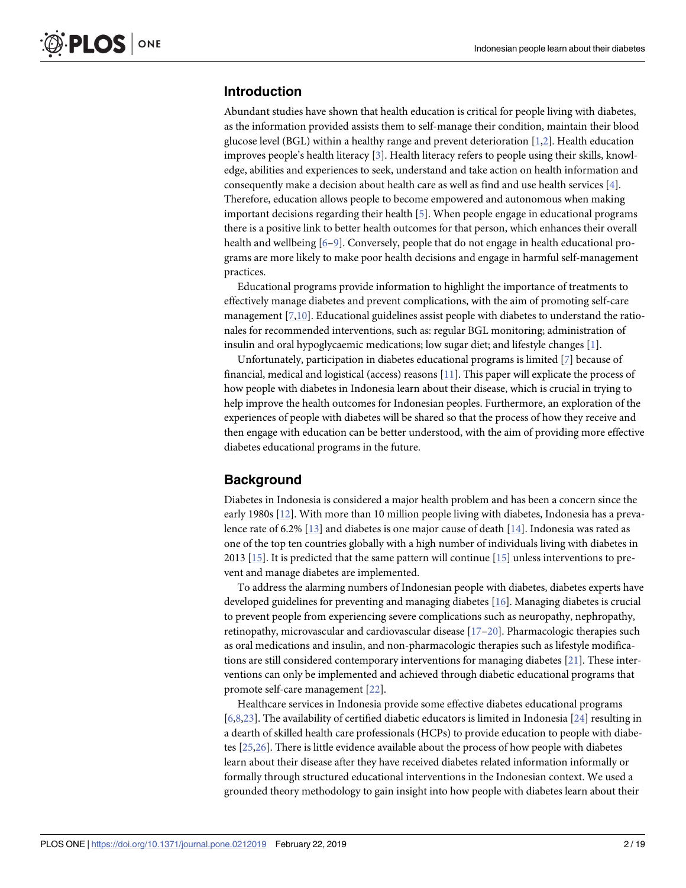## Introduction

Abundant studies have shown that health education is critical for people living with diabetes, as the information provided assists them to self-manage their condition, maintain their blood glucose level (BGL) within a healthy range and prevent deterioration [1,2]. Health education improves people's health literacy [3]. Health literacy refers to people using their skills, knowledge, abilities and experiences to seek, understand and take action on health information and consequently make a decision about health care as well as find and use health services [4]. Therefore, education allows people to become empowered and autonomous when making important decisions regarding their health [5]. When people engage in educational programs there is a positive link to better health outcomes for that person, which enhances their overall health and wellbeing [6–9]. Conversely, people that do not engage in health educational programs are more likely to make poor health decisions and engage in harmful self-management practices.

Educational programs provide information to highlight the importance of treatments to effectively manage diabetes and prevent complications, with the aim of promoting self-care management [7,10]. Educational guidelines assist people with diabetes to understand the rationales for recommended interventions, such as: regular BGL monitoring; administration of insulin and oral hypoglycaemic medications; low sugar diet; and lifestyle changes [1].

Unfortunately, participation in diabetes educational programs is limited [7] because of financial, medical and logistical (access) reasons [11]. This paper will explicate the process of how people with diabetes in Indonesia learn about their disease, which is crucial in trying to help improve the health outcomes for Indonesian peoples. Furthermore, an exploration of the experiences of people with diabetes will be shared so that the process of how they receive and then engage with education can be better understood, with the aim of providing more effective diabetes educational programs in the future.

## Background

Diabetes in Indonesia is considered a major health problem and has been a concern since the early 1980s [12]. With more than 10 million people living with diabetes, Indonesia has a prevalence rate of 6.2% [13] and diabetes is one major cause of death [14]. Indonesia was rated as one of the top ten countries globally with a high number of individuals living with diabetes in 2013 [15]. It is predicted that the same pattern will continue [15] unless interventions to prevent and manage diabetes are implemented.

To address the alarming numbers of Indonesian people with diabetes, diabetes experts have developed guidelines for preventing and managing diabetes [16]. Managing diabetes is crucial to prevent people from experiencing severe complications such as neuropathy, nephropathy, retinopathy, microvascular and cardiovascular disease [17–20]. Pharmacologic therapies such as oral medications and insulin, and non-pharmacologic therapies such as lifestyle modifications are still considered contemporary interventions for managing diabetes [21]. These interventions can only be implemented and achieved through diabetic educational programs that promote self-care management [22].

Healthcare services in Indonesia provide some effective diabetes educational programs [6,8,23]. The availability of certified diabetic educators is limited in Indonesia [24] resulting in a dearth of skilled health care professionals (HCPs) to provide education to people with diabetes [25,26]. There is little evidence available about the process of how people with diabetes learn about their disease after they have received diabetes related information informally or formally through structured educational interventions in the Indonesian context. We used a grounded theory methodology to gain insight into how people with diabetes learn about their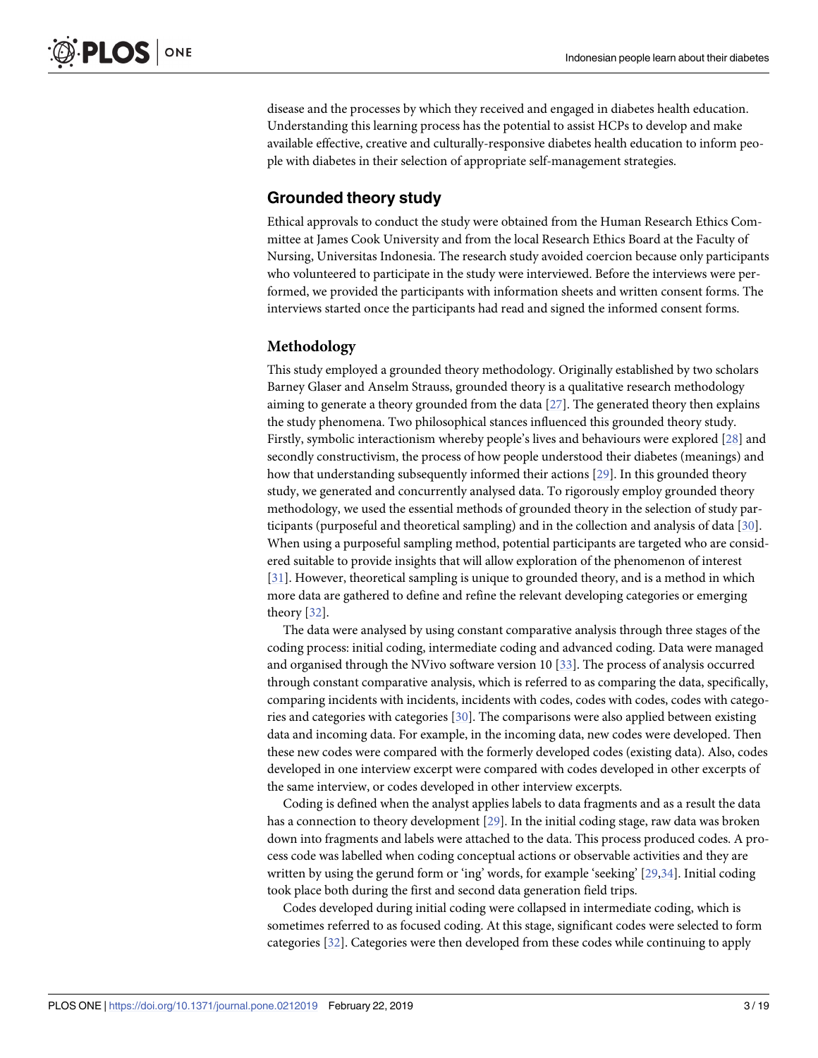disease and the processes by which they received and engaged in diabetes health education. Understanding this learning process has the potential to assist HCPs to develop and make available effective, creative and culturally-responsive diabetes health education to inform people with diabetes in their selection of appropriate self-management strategies.

## Grounded theory study

Ethical approvals to conduct the study were obtained from the Human Research Ethics Committee at James Cook University and from the local Research Ethics Board at the Faculty of Nursing, Universitas Indonesia. The research study avoided coercion because only participants who volunteered to participate in the study were interviewed. Before the interviews were performed, we provided the participants with information sheets and written consent forms. The interviews started once the participants had read and signed the informed consent forms.

### Methodology

This study employed a grounded theory methodology. Originally established by two scholars Barney Glaser and Anselm Strauss, grounded theory is a qualitative research methodology aiming to generate a theory grounded from the data [27]. The generated theory then explains the study phenomena. Two philosophical stances influenced this grounded theory study. Firstly, symbolic interactionism whereby people's lives and behaviours were explored [28] and secondly constructivism, the process of how people understood their diabetes (meanings) and how that understanding subsequently informed their actions [29]. In this grounded theory study, we generated and concurrently analysed data. To rigorously employ grounded theory methodology, we used the essential methods of grounded theory in the selection of study participants (purposeful and theoretical sampling) and in the collection and analysis of data [30]. When using a purposeful sampling method, potential participants are targeted who are considered suitable to provide insights that will allow exploration of the phenomenon of interest [31]. However, theoretical sampling is unique to grounded theory, and is a method in which more data are gathered to define and refine the relevant developing categories or emerging theory [32].

The data were analysed by using constant comparative analysis through three stages of the coding process: initial coding, intermediate coding and advanced coding. Data were managed and organised through the NVivo software version 10 [33]. The process of analysis occurred through constant comparative analysis, which is referred to as comparing the data, specifically, comparing incidents with incidents, incidents with codes, codes with codes, codes with categories and categories with categories [30]. The comparisons were also applied between existing data and incoming data. For example, in the incoming data, new codes were developed. Then these new codes were compared with the formerly developed codes (existing data). Also, codes developed in one interview excerpt were compared with codes developed in other excerpts of the same interview, or codes developed in other interview excerpts.

Coding is defined when the analyst applies labels to data fragments and as a result the data has a connection to theory development [29]. In the initial coding stage, raw data was broken down into fragments and labels were attached to the data. This process produced codes. A process code was labelled when coding conceptual actions or observable activities and they are written by using the gerund form or 'ing' words, for example 'seeking' [29,34]. Initial coding took place both during the first and second data generation field trips.

Codes developed during initial coding were collapsed in intermediate coding, which is sometimes referred to as focused coding. At this stage, significant codes were selected to form categories [32]. Categories were then developed from these codes while continuing to apply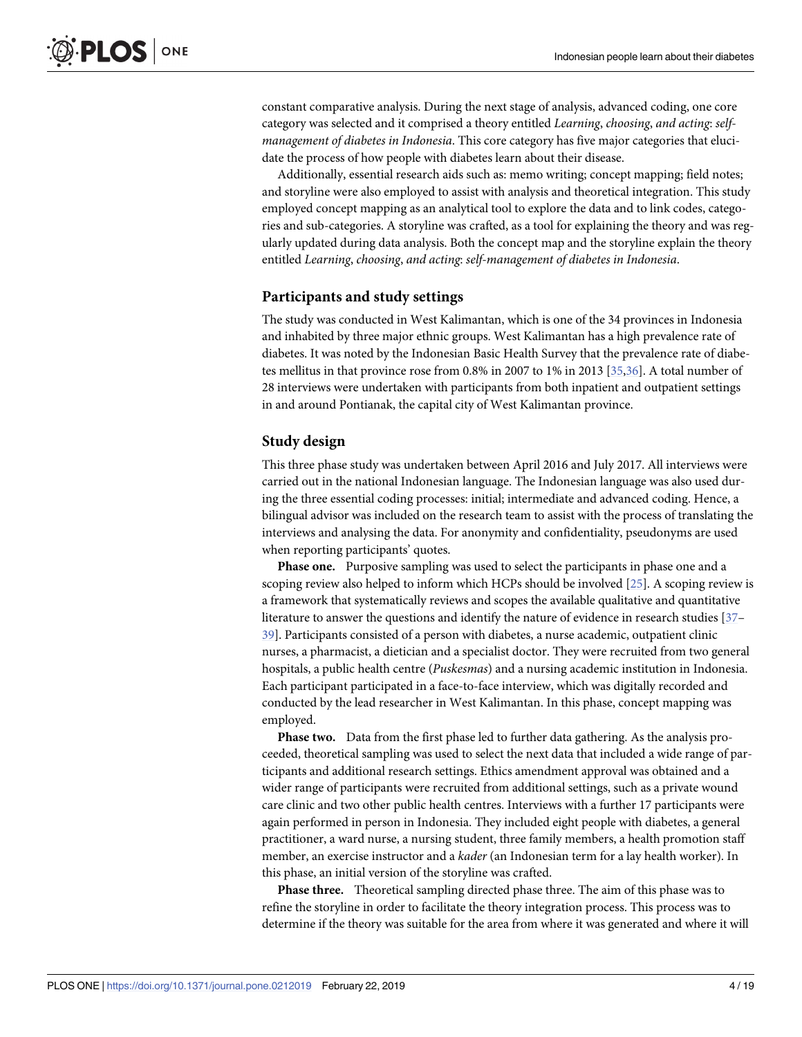constant comparative analysis. During the next stage of analysis, advanced coding, one core category was selected and it comprised a theory entitled *Learning, choosing, and acting: self-management of diabetes in Indonesia*. This core category has five major categories that elucidate the process of how people with diabetes learn about their disease.

Additionally, essential research aids such as: memo writing; concept mapping; field notes; and storyline were also employed to assist with analysis and theoretical integration. This study employed concept mapping as an analytical tool to explore the data and to link codes, categories and sub-categories. A storyline was crafted, as a tool for explaining the theory and was regularly updated during data analysis. Both the concept map and the storyline explain the theory entitled *Learning, choosing, and acting: self-management of diabetes in Indonesia*.

## Participants and study settings

The study was conducted in West Kalimantan, which is one of the 34 provinces in Indonesia and inhabited by three major ethnic groups. West Kalimantan has a high prevalence rate of diabetes. It was noted by the Indonesian Basic Health Survey that the prevalence rate of diabetes mellitus in that province rose from 0.8% in 2007 to 1% in 2013 [35,36]. A total number of 28 interviews were undertaken with participants from both inpatient and outpatient settings in and around Pontianak, the capital city of West Kalimantan province.

## Study design

This three phase study was undertaken between April 2016 and July 2017. All interviews were carried out in the national Indonesian language. The Indonesian language was also used during the three essential coding processes: initial; intermediate and advanced coding. Hence, a bilingual advisor was included on the research team to assist with the process of translating the interviews and analysing the data. For anonymity and confidentiality, pseudonyms are used when reporting participants' quotes.

**Phase one.** Purposive sampling was used to select the participants in phase one and a scoping review also helped to inform which HCPs should be involved [25]. A scoping review is a framework that systematically reviews and scopes the available qualitative and quantitative literature to answer the questions and identify the nature of evidence in research studies [37–39]. Participants consisted of a person with diabetes, a nurse academic, outpatient clinic nurses, a pharmacist, a dietician and a specialist doctor. They were recruited from two general hospitals, a public health centre (*Puskesmas*) and a nursing academic institution in Indonesia. Each participant participated in a face-to-face interview, which was digitally recorded and conducted by the lead researcher in West Kalimantan. In this phase, concept mapping was employed.

**Phase two.** Data from the first phase led to further data gathering. As the analysis proceeded, theoretical sampling was used to select the next data that included a wide range of participants and additional research settings. Ethics amendment approval was obtained and a wider range of participants were recruited from additional settings, such as a private wound care clinic and two other public health centres. Interviews with a further 17 participants were again performed in person in Indonesia. They included eight people with diabetes, a general practitioner, a ward nurse, a nursing student, three family members, a health promotion staff member, an exercise instructor and a *kader* (an Indonesian term for a lay health worker). In this phase, an initial version of the storyline was crafted.

**Phase three.** Theoretical sampling directed phase three. The aim of this phase was to refine the storyline in order to facilitate the theory integration process. This process was to determine if the theory was suitable for the area from where it was generated and where it will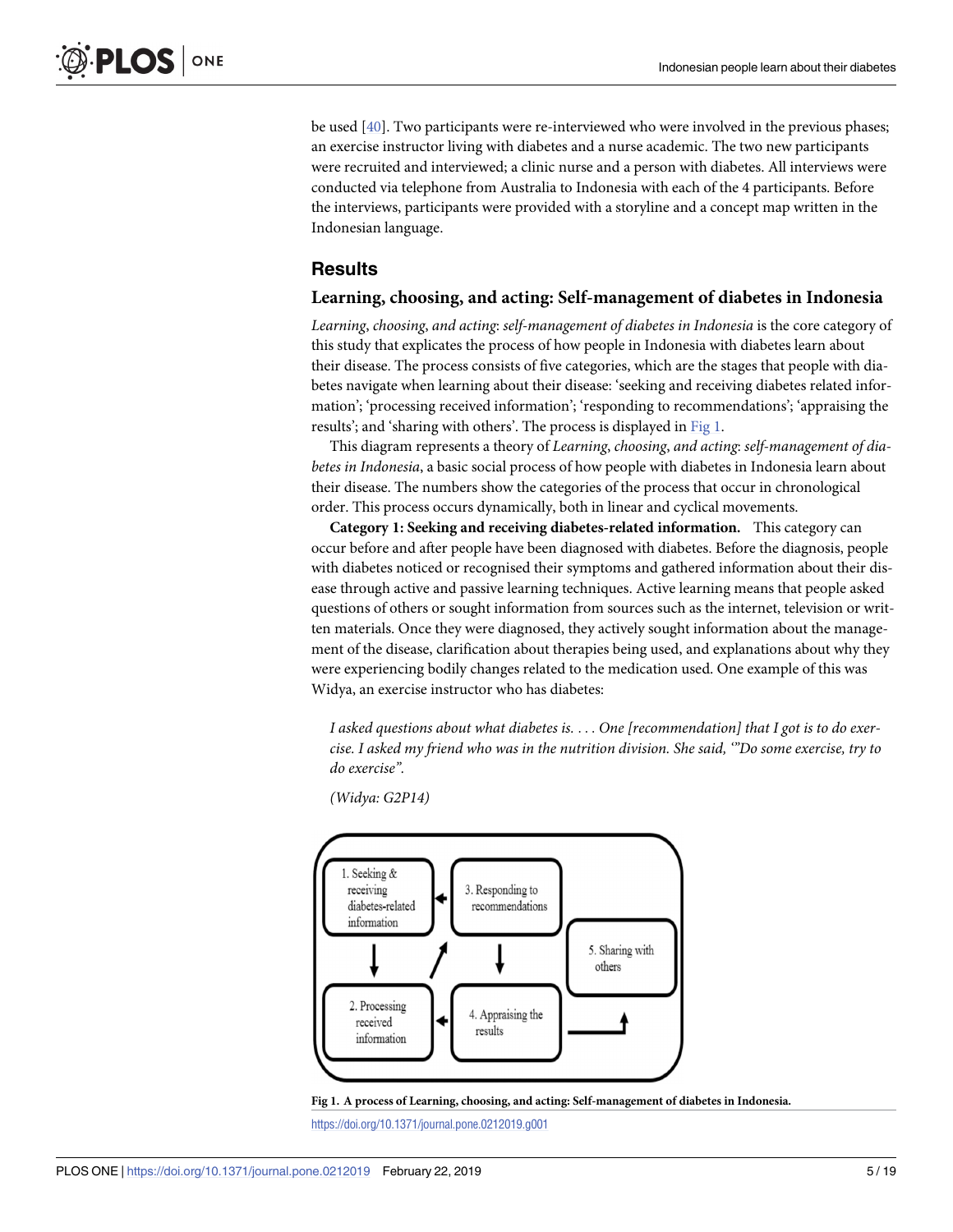be used [40]. Two participants were re-interviewed who were involved in the previous phases; an exercise instructor living with diabetes and a nurse academic. The two new participants were recruited and interviewed; a clinic nurse and a person with diabetes. All interviews were conducted via telephone from Australia to Indonesia with each of the 4 participants. Before the interviews, participants were provided with a storyline and a concept map written in the Indonesian language.

## Results

### Learning, choosing, and acting: Self-management of diabetes in Indonesia

*Learning, choosing, and acting: self-management of diabetes in Indonesia* is the core category of this study that explicates the process of how people in Indonesia with diabetes learn about their disease. The process consists of five categories, which are the stages that people with diabetes navigate when learning about their disease: 'seeking and receiving diabetes related information'; 'processing received information'; 'responding to recommendations'; 'appraising the results'; and 'sharing with others'. The process is displayed in Fig 1.

This diagram represents a theory of *Learning, choosing, and acting: self-management of diabetes in Indonesia*, a basic social process of how people with diabetes in Indonesia learn about their disease. The numbers show the categories of the process that occur in chronological order. This process occurs dynamically, both in linear and cyclical movements.

**Category 1: Seeking and receiving diabetes-related information.** This category can occur before and after people have been diagnosed with diabetes. Before the diagnosis, people with diabetes noticed or recognised their symptoms and gathered information about their disease through active and passive learning techniques. Active learning means that people asked questions of others or sought information from sources such as the internet, television or written materials. Once they were diagnosed, they actively sought information about the management of the disease, clarification about therapies being used, and explanations about why they were experiencing bodily changes related to the medication used. One example of this was Widya, an exercise instructor who has diabetes:

> *I asked questions about what diabetes is. . . . One [recommendation] that I got is to do exercise. I asked my friend who was in the nutrition division. She said, '"Do some exercise, try to do exercise".*
>
> *(Widya: G2P14)*

1. Seeking & receiving diabetes-related information
2. Processing received information
3. Responding to recommendations
4. Appraising the results
5. Sharing with others

**Fig 1. A process of Learning, choosing, and acting: Self-management of diabetes in Indonesia.**

https://doi.org/10.1371/journal.pone.0212019.g001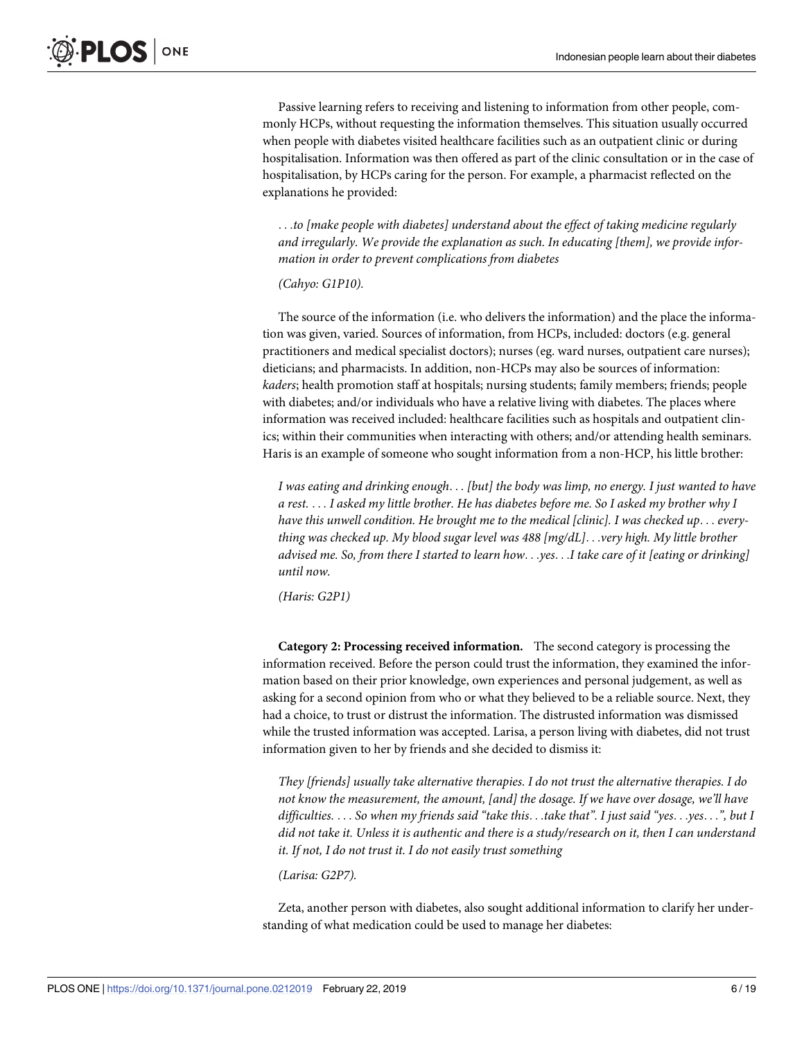Passive learning refers to receiving and listening to information from other people, commonly HCPs, without requesting the information themselves. This situation usually occurred when people with diabetes visited healthcare facilities such as an outpatient clinic or during hospitalisation. Information was then offered as part of the clinic consultation or in the case of hospitalisation, by HCPs caring for the person. For example, a pharmacist reflected on the explanations he provided:

> *. . .to [make people with diabetes] understand about the effect of taking medicine regularly and irregularly. We provide the explanation as such. In educating [them], we provide information in order to prevent complications from diabetes*
>
> *(Cahyo: G1P10).*

The source of the information (i.e. who delivers the information) and the place the information was given, varied. Sources of information, from HCPs, included: doctors (e.g. general practitioners and medical specialist doctors); nurses (eg. ward nurses, outpatient care nurses); dieticians; and pharmacists. In addition, non-HCPs may also be sources of information: *kaders*; health promotion staff at hospitals; nursing students; family members; friends; people with diabetes; and/or individuals who have a relative living with diabetes. The places where information was received included: healthcare facilities such as hospitals and outpatient clinics; within their communities when interacting with others; and/or attending health seminars. Haris is an example of someone who sought information from a non-HCP, his little brother:

> *I was eating and drinking enough. . . [but] the body was limp, no energy. I just wanted to have a rest. . . . I asked my little brother. He has diabetes before me. So I asked my brother why I have this unwell condition. He brought me to the medical [clinic]. I was checked up. . . everything was checked up. My blood sugar level was 488 [mg/dL]. . .very high. My little brother advised me. So, from there I started to learn how. . .yes. . .I take care of it [eating or drinking] until now.*
>
> *(Haris: G2P1)*

**Category 2: Processing received information.** The second category is processing the information received. Before the person could trust the information, they examined the information based on their prior knowledge, own experiences and personal judgement, as well as asking for a second opinion from who or what they believed to be a reliable source. Next, they had a choice, to trust or distrust the information. The distrusted information was dismissed while the trusted information was accepted. Larisa, a person living with diabetes, did not trust information given to her by friends and she decided to dismiss it:

> *They [friends] usually take alternative therapies. I do not trust the alternative therapies. I do not know the measurement, the amount, [and] the dosage. If we have over dosage, we'll have difficulties. . . . So when my friends said "take this. . .take that". I just said "yes. . .yes. . .", but I did not take it. Unless it is authentic and there is a study/research on it, then I can understand it. If not, I do not trust it. I do not easily trust something*
>
> *(Larisa: G2P7).*

Zeta, another person with diabetes, also sought additional information to clarify her understanding of what medication could be used to manage her diabetes: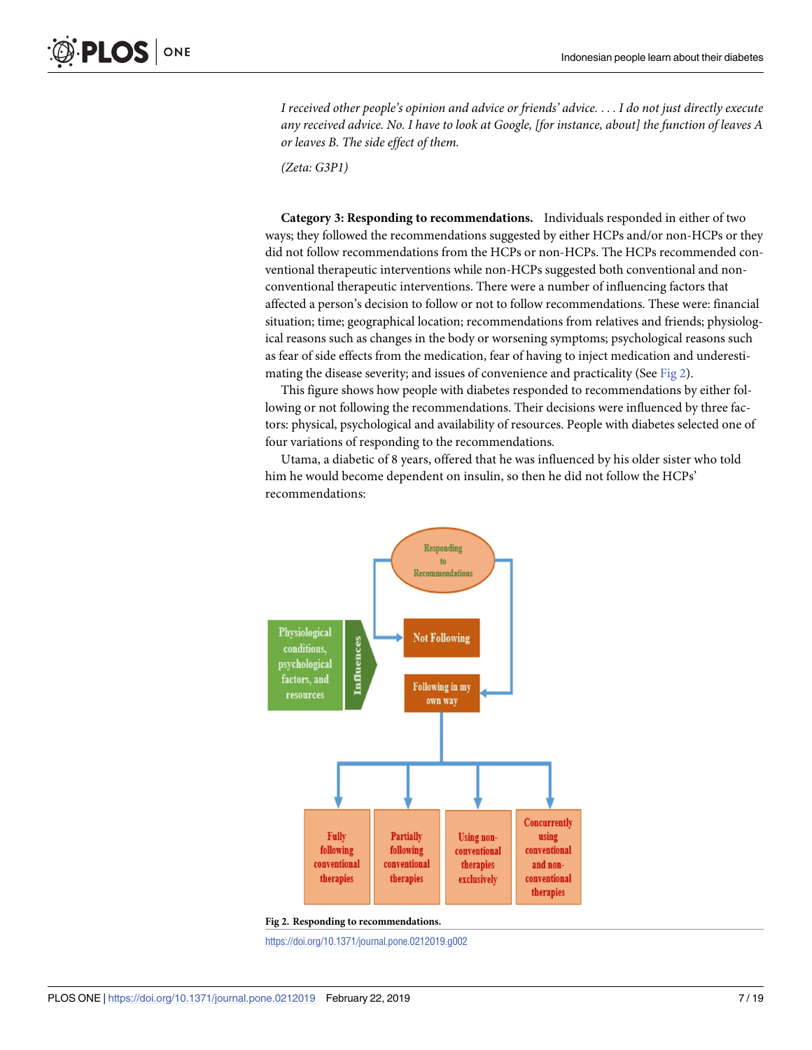*I received other people's opinion and advice or friends' advice. . . . I do not just directly execute any received advice. No. I have to look at Google, [for instance, about] the function of leaves A or leaves B. The side effect of them.*

*(Zeta: G3P1)*

**Category 3: Responding to recommendations.** Individuals responded in either of two ways; they followed the recommendations suggested by either HCPs and/or non-HCPs or they did not follow recommendations from the HCPs or non-HCPs. The HCPs recommended conventional therapeutic interventions while non-HCPs suggested both conventional and non-conventional therapeutic interventions. There were a number of influencing factors that affected a person's decision to follow or not to follow recommendations. These were: financial situation; time; geographical location; recommendations from relatives and friends; physiological reasons such as changes in the body or worsening symptoms; psychological reasons such as fear of side effects from the medication, fear of having to inject medication and underestimating the disease severity; and issues of convenience and practicality (See Fig 2).

This figure shows how people with diabetes responded to recommendations by either following or not following the recommendations. Their decisions were influenced by three factors: physical, psychological and availability of resources. People with diabetes selected one of four variations of responding to the recommendations.

Utama, a diabetic of 8 years, offered that he was influenced by his older sister who told him he would become dependent on insulin, so then he did not follow the HCPs' recommendations:

**Fig 2. Responding to recommendations.**

https://doi.org/10.1371/journal.pone.0212019.g002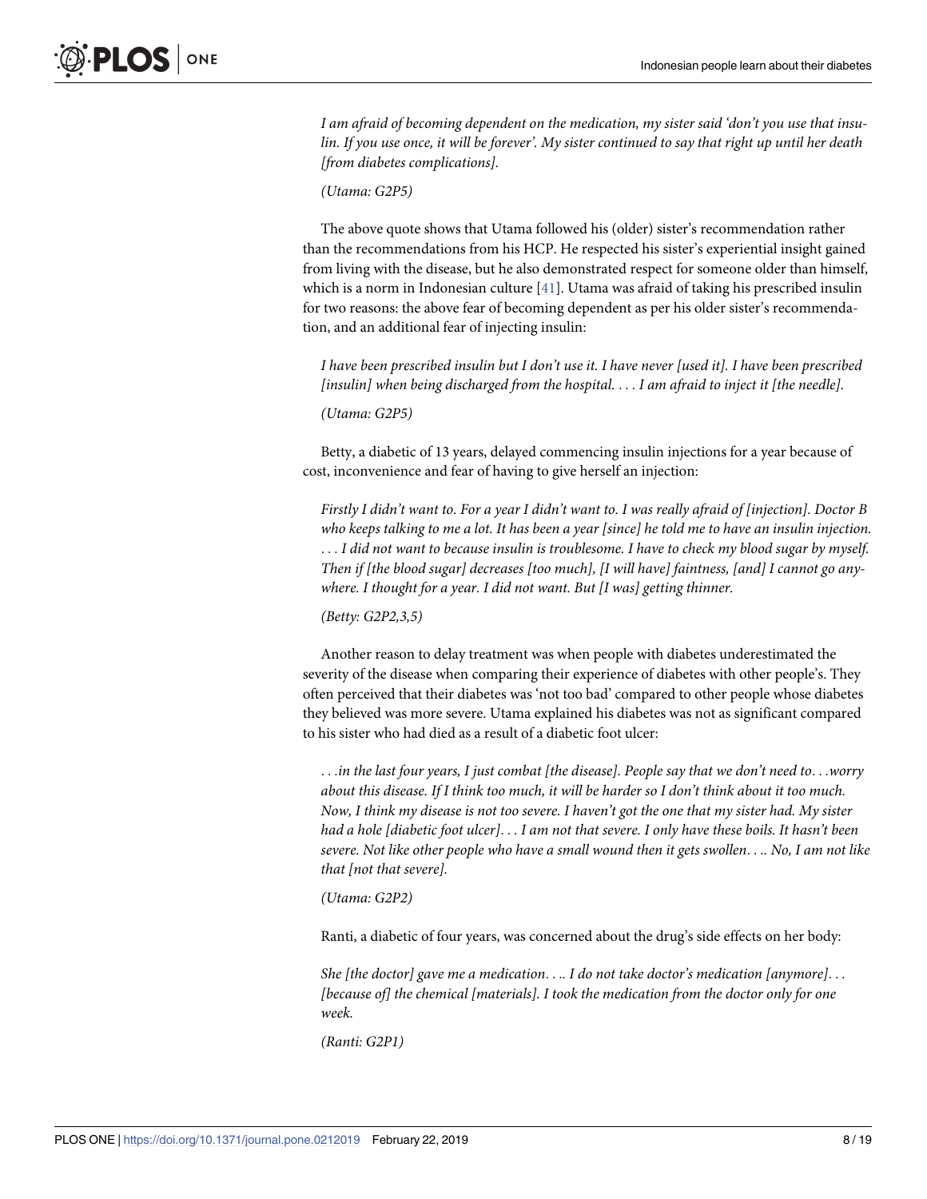*I am afraid of becoming dependent on the medication, my sister said 'don't you use that insulin. If you use once, it will be forever'. My sister continued to say that right up until her death [from diabetes complications].*

*(Utama: G2P5)*

The above quote shows that Utama followed his (older) sister's recommendation rather than the recommendations from his HCP. He respected his sister's experiential insight gained from living with the disease, but he also demonstrated respect for someone older than himself, which is a norm in Indonesian culture [41]. Utama was afraid of taking his prescribed insulin for two reasons: the above fear of becoming dependent as per his older sister's recommendation, and an additional fear of injecting insulin:

*I have been prescribed insulin but I don't use it. I have never [used it]. I have been prescribed [insulin] when being discharged from the hospital. . . . I am afraid to inject it [the needle].*

*(Utama: G2P5)*

Betty, a diabetic of 13 years, delayed commencing insulin injections for a year because of cost, inconvenience and fear of having to give herself an injection:

*Firstly I didn't want to. For a year I didn't want to. I was really afraid of [injection]. Doctor B who keeps talking to me a lot. It has been a year [since] he told me to have an insulin injection. . . . I did not want to because insulin is troublesome. I have to check my blood sugar by myself. Then if [the blood sugar] decreases [too much], [I will have] faintness, [and] I cannot go anywhere. I thought for a year. I did not want. But [I was] getting thinner.*

*(Betty: G2P2,3,5)*

Another reason to delay treatment was when people with diabetes underestimated the severity of the disease when comparing their experience of diabetes with other people's. They often perceived that their diabetes was 'not too bad' compared to other people whose diabetes they believed was more severe. Utama explained his diabetes was not as significant compared to his sister who had died as a result of a diabetic foot ulcer:

*. . .in the last four years, I just combat [the disease]. People say that we don't need to. . .worry about this disease. If I think too much, it will be harder so I don't think about it too much. Now, I think my disease is not too severe. I haven't got the one that my sister had. My sister had a hole [diabetic foot ulcer]. . . I am not that severe. I only have these boils. It hasn't been severe. Not like other people who have a small wound then it gets swollen. . .. No, I am not like that [not that severe].*

*(Utama: G2P2)*

Ranti, a diabetic of four years, was concerned about the drug's side effects on her body:

*She [the doctor] gave me a medication. . .. I do not take doctor's medication [anymore]. . . [because of] the chemical [materials]. I took the medication from the doctor only for one week.*

*(Ranti: G2P1)*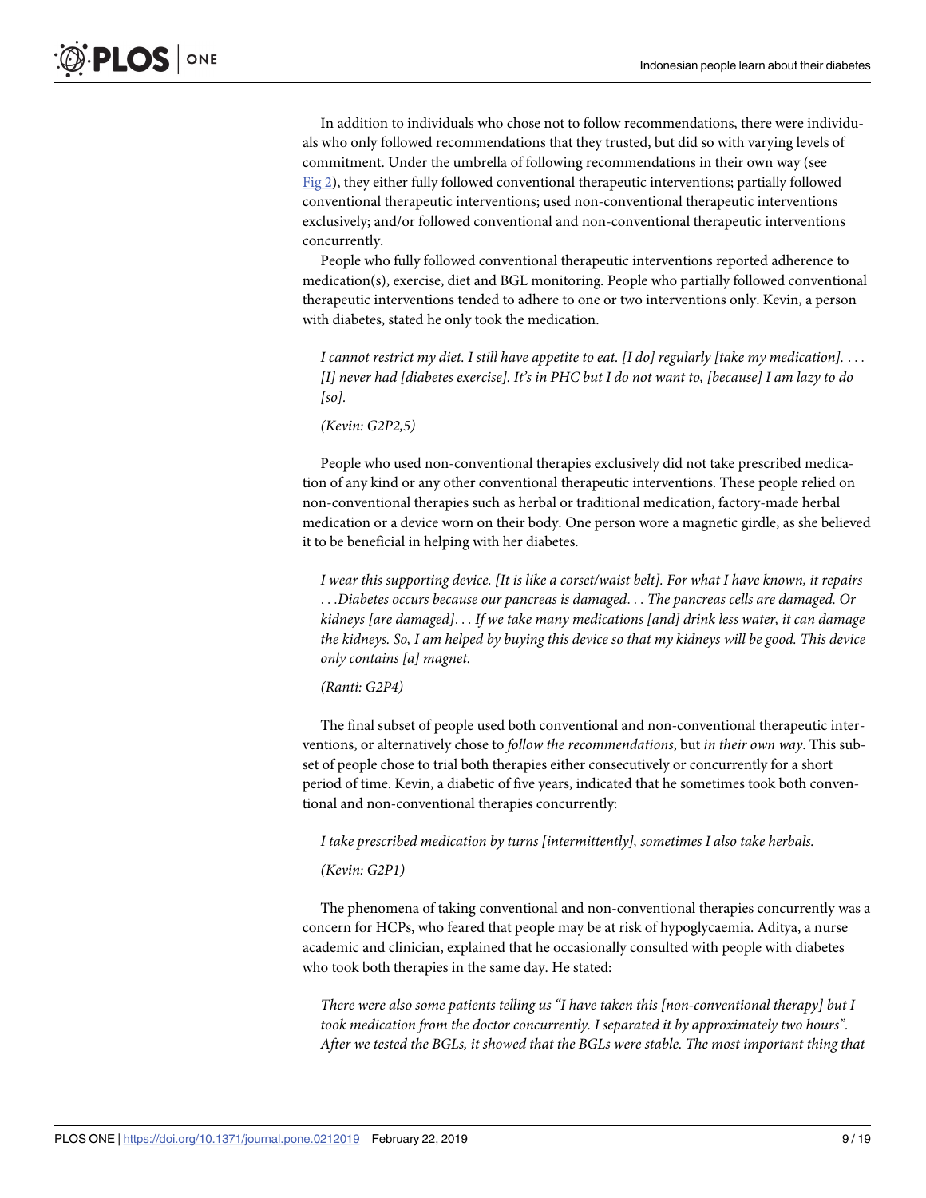In addition to individuals who chose not to follow recommendations, there were individuals who only followed recommendations that they trusted, but did so with varying levels of commitment. Under the umbrella of following recommendations in their own way (see Fig 2), they either fully followed conventional therapeutic interventions; partially followed conventional therapeutic interventions; used non-conventional therapeutic interventions exclusively; and/or followed conventional and non-conventional therapeutic interventions concurrently.

People who fully followed conventional therapeutic interventions reported adherence to medication(s), exercise, diet and BGL monitoring. People who partially followed conventional therapeutic interventions tended to adhere to one or two interventions only. Kevin, a person with diabetes, stated he only took the medication.

> *I cannot restrict my diet. I still have appetite to eat. [I do] regularly [take my medication]. . . . [I] never had [diabetes exercise]. It's in PHC but I do not want to, [because] I am lazy to do [so].*
>
> *(Kevin: G2P2,5)*

People who used non-conventional therapies exclusively did not take prescribed medication of any kind or any other conventional therapeutic interventions. These people relied on non-conventional therapies such as herbal or traditional medication, factory-made herbal medication or a device worn on their body. One person wore a magnetic girdle, as she believed it to be beneficial in helping with her diabetes.

> *I wear this supporting device. [It is like a corset/waist belt]. For what I have known, it repairs . . .Diabetes occurs because our pancreas is damaged. . . The pancreas cells are damaged. Or kidneys [are damaged]. . . If we take many medications [and] drink less water, it can damage the kidneys. So, I am helped by buying this device so that my kidneys will be good. This device only contains [a] magnet.*
>
> *(Ranti: G2P4)*

The final subset of people used both conventional and non-conventional therapeutic interventions, or alternatively chose to *follow the recommendations*, but *in their own way*. This subset of people chose to trial both therapies either consecutively or concurrently for a short period of time. Kevin, a diabetic of five years, indicated that he sometimes took both conventional and non-conventional therapies concurrently:

> *I take prescribed medication by turns [intermittently], sometimes I also take herbals.*
>
> *(Kevin: G2P1)*

The phenomena of taking conventional and non-conventional therapies concurrently was a concern for HCPs, who feared that people may be at risk of hypoglycaemia. Aditya, a nurse academic and clinician, explained that he occasionally consulted with people with diabetes who took both therapies in the same day. He stated:

> *There were also some patients telling us "I have taken this [non-conventional therapy] but I took medication from the doctor concurrently. I separated it by approximately two hours". After we tested the BGLs, it showed that the BGLs were stable. The most important thing that*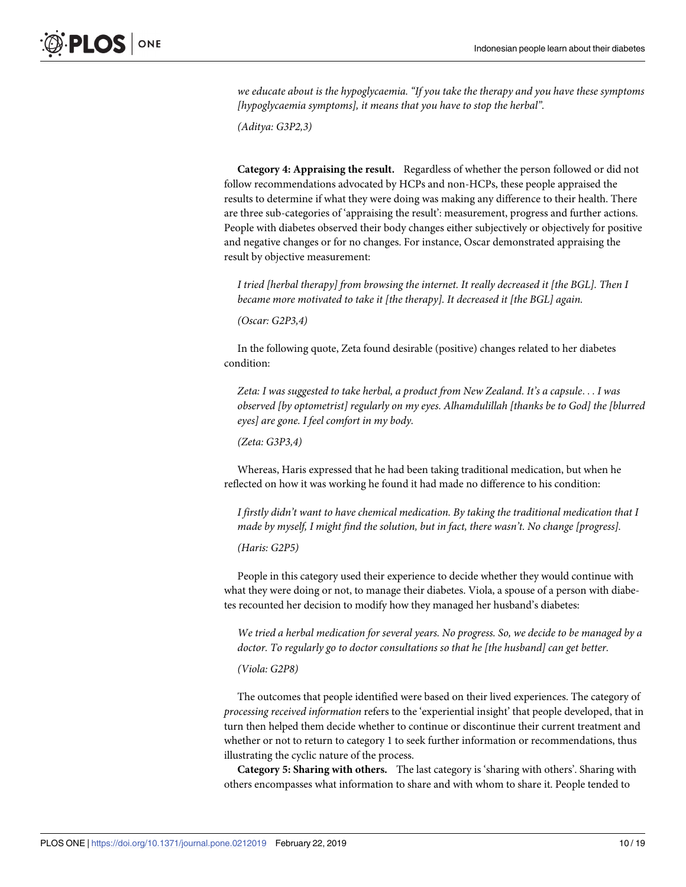*we educate about is the hypoglycaemia. "If you take the therapy and you have these symptoms [hypoglycaemia symptoms], it means that you have to stop the herbal".*

*(Aditya: G3P2,3)*

**Category 4: Appraising the result.** Regardless of whether the person followed or did not follow recommendations advocated by HCPs and non-HCPs, these people appraised the results to determine if what they were doing was making any difference to their health. There are three sub-categories of 'appraising the result': measurement, progress and further actions. People with diabetes observed their body changes either subjectively or objectively for positive and negative changes or for no changes. For instance, Oscar demonstrated appraising the result by objective measurement:

> *I tried [herbal therapy] from browsing the internet. It really decreased it [the BGL]. Then I became more motivated to take it [the therapy]. It decreased it [the BGL] again.*
>
> *(Oscar: G2P3,4)*

In the following quote, Zeta found desirable (positive) changes related to her diabetes condition:

> *Zeta: I was suggested to take herbal, a product from New Zealand. It's a capsule. . . I was observed [by optometrist] regularly on my eyes. Alhamdulillah [thanks be to God] the [blurred eyes] are gone. I feel comfort in my body.*
>
> *(Zeta: G3P3,4)*

Whereas, Haris expressed that he had been taking traditional medication, but when he reflected on how it was working he found it had made no difference to his condition:

> *I firstly didn't want to have chemical medication. By taking the traditional medication that I made by myself, I might find the solution, but in fact, there wasn't. No change [progress].*
>
> *(Haris: G2P5)*

People in this category used their experience to decide whether they would continue with what they were doing or not, to manage their diabetes. Viola, a spouse of a person with diabetes recounted her decision to modify how they managed her husband's diabetes:

> *We tried a herbal medication for several years. No progress. So, we decide to be managed by a doctor. To regularly go to doctor consultations so that he [the husband] can get better.*
>
> *(Viola: G2P8)*

The outcomes that people identified were based on their lived experiences. The category of *processing received information* refers to the 'experiential insight' that people developed, that in turn then helped them decide whether to continue or discontinue their current treatment and whether or not to return to category 1 to seek further information or recommendations, thus illustrating the cyclic nature of the process.

**Category 5: Sharing with others.** The last category is 'sharing with others'. Sharing with others encompasses what information to share and with whom to share it. People tended to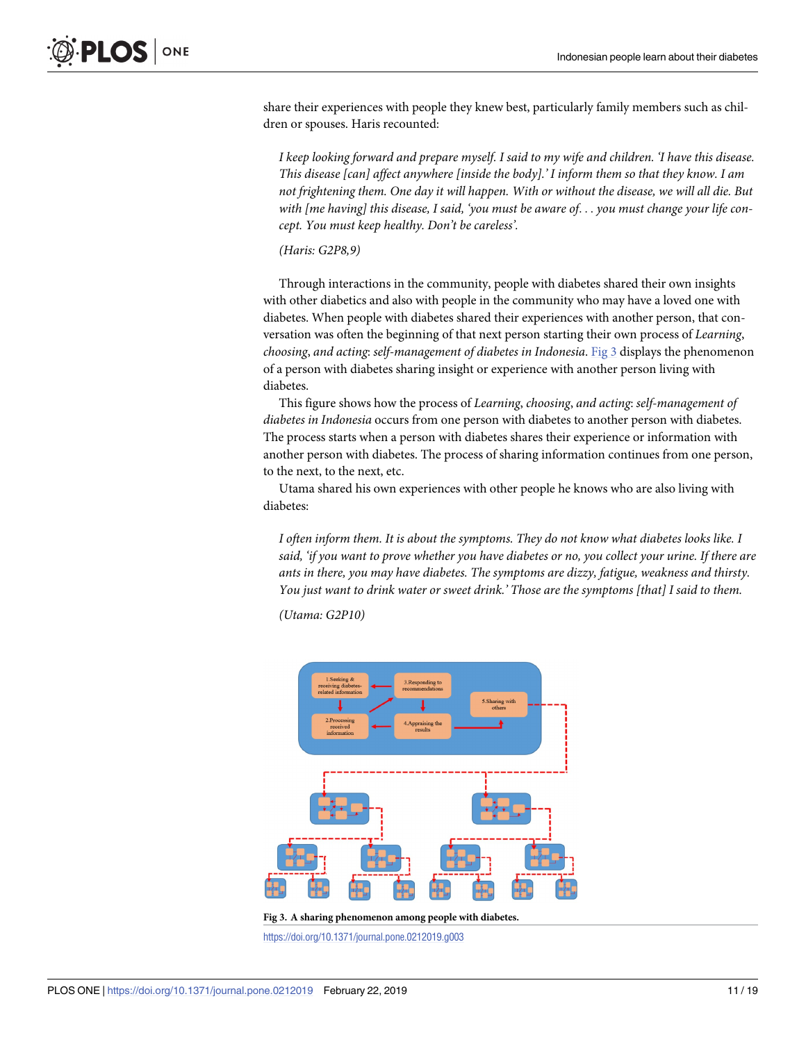share their experiences with people they knew best, particularly family members such as children or spouses. Haris recounted:

> *I keep looking forward and prepare myself. I said to my wife and children. 'I have this disease. This disease [can] affect anywhere [inside the body].' I inform them so that they know. I am not frightening them. One day it will happen. With or without the disease, we will all die. But with [me having] this disease, I said, 'you must be aware of. . . you must change your life concept. You must keep healthy. Don't be careless'.*
>
> (Haris: G2P8,9)

Through interactions in the community, people with diabetes shared their own insights with other diabetics and also with people in the community who may have a loved one with diabetes. When people with diabetes shared their experiences with another person, that conversation was often the beginning of that next person starting their own process of *Learning, choosing, and acting: self-management of diabetes in Indonesia*. Fig 3 displays the phenomenon of a person with diabetes sharing insight or experience with another person living with diabetes.

This figure shows how the process of *Learning, choosing, and acting: self-management of diabetes in Indonesia* occurs from one person with diabetes to another person with diabetes. The process starts when a person with diabetes shares their experience or information with another person with diabetes. The process of sharing information continues from one person, to the next, to the next, etc.

Utama shared his own experiences with other people he knows who are also living with diabetes:

> *I often inform them. It is about the symptoms. They do not know what diabetes looks like. I said, 'if you want to prove whether you have diabetes or no, you collect your urine. If there are ants in there, you may have diabetes. The symptoms are dizzy, fatigue, weakness and thirsty. You just want to drink water or sweet drink.' Those are the symptoms [that] I said to them.*
>
> (Utama: G2P10)

**Fig 3. A sharing phenomenon among people with diabetes.**

https://doi.org/10.1371/journal.pone.0212019.g003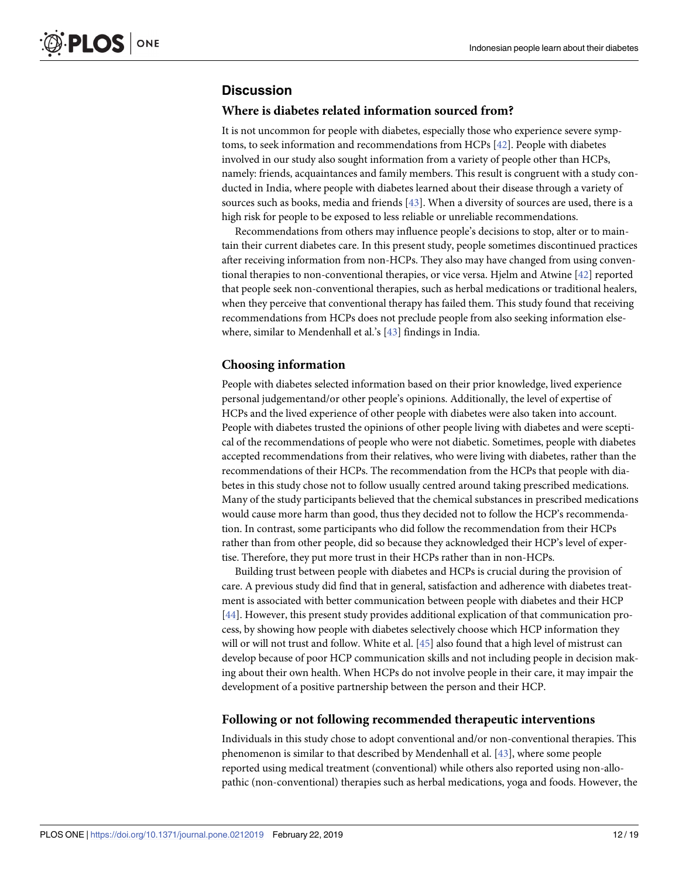## Discussion

### Where is diabetes related information sourced from?

It is not uncommon for people with diabetes, especially those who experience severe symptoms, to seek information and recommendations from HCPs [42]. People with diabetes involved in our study also sought information from a variety of people other than HCPs, namely: friends, acquaintances and family members. This result is congruent with a study conducted in India, where people with diabetes learned about their disease through a variety of sources such as books, media and friends [43]. When a diversity of sources are used, there is a high risk for people to be exposed to less reliable or unreliable recommendations.

Recommendations from others may influence people's decisions to stop, alter or to maintain their current diabetes care. In this present study, people sometimes discontinued practices after receiving information from non-HCPs. They also may have changed from using conventional therapies to non-conventional therapies, or vice versa. Hjelm and Atwine [42] reported that people seek non-conventional therapies, such as herbal medications or traditional healers, when they perceive that conventional therapy has failed them. This study found that receiving recommendations from HCPs does not preclude people from also seeking information elsewhere, similar to Mendenhall et al.'s [43] findings in India.

### Choosing information

People with diabetes selected information based on their prior knowledge, lived experience personal judgementand/or other people's opinions. Additionally, the level of expertise of HCPs and the lived experience of other people with diabetes were also taken into account. People with diabetes trusted the opinions of other people living with diabetes and were sceptical of the recommendations of people who were not diabetic. Sometimes, people with diabetes accepted recommendations from their relatives, who were living with diabetes, rather than the recommendations of their HCPs. The recommendation from the HCPs that people with diabetes in this study chose not to follow usually centred around taking prescribed medications. Many of the study participants believed that the chemical substances in prescribed medications would cause more harm than good, thus they decided not to follow the HCP's recommendation. In contrast, some participants who did follow the recommendation from their HCPs rather than from other people, did so because they acknowledged their HCP's level of expertise. Therefore, they put more trust in their HCPs rather than in non-HCPs.

Building trust between people with diabetes and HCPs is crucial during the provision of care. A previous study did find that in general, satisfaction and adherence with diabetes treatment is associated with better communication between people with diabetes and their HCP [44]. However, this present study provides additional explication of that communication process, by showing how people with diabetes selectively choose which HCP information they will or will not trust and follow. White et al. [45] also found that a high level of mistrust can develop because of poor HCP communication skills and not including people in decision making about their own health. When HCPs do not involve people in their care, it may impair the development of a positive partnership between the person and their HCP.

### Following or not following recommended therapeutic interventions

Individuals in this study chose to adopt conventional and/or non-conventional therapies. This phenomenon is similar to that described by Mendenhall et al. [43], where some people reported using medical treatment (conventional) while others also reported using non-allopathic (non-conventional) therapies such as herbal medications, yoga and foods. However, the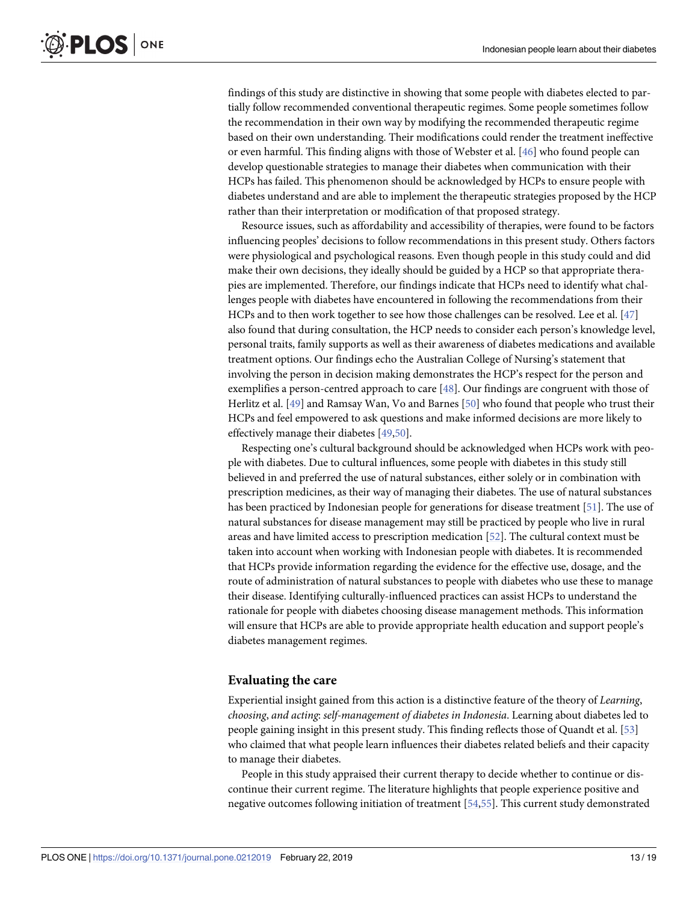findings of this study are distinctive in showing that some people with diabetes elected to partially follow recommended conventional therapeutic regimes. Some people sometimes follow the recommendation in their own way by modifying the recommended therapeutic regime based on their own understanding. Their modifications could render the treatment ineffective or even harmful. This finding aligns with those of Webster et al. [46] who found people can develop questionable strategies to manage their diabetes when communication with their HCPs has failed. This phenomenon should be acknowledged by HCPs to ensure people with diabetes understand and are able to implement the therapeutic strategies proposed by the HCP rather than their interpretation or modification of that proposed strategy.

Resource issues, such as affordability and accessibility of therapies, were found to be factors influencing peoples' decisions to follow recommendations in this present study. Others factors were physiological and psychological reasons. Even though people in this study could and did make their own decisions, they ideally should be guided by a HCP so that appropriate therapies are implemented. Therefore, our findings indicate that HCPs need to identify what challenges people with diabetes have encountered in following the recommendations from their HCPs and to then work together to see how those challenges can be resolved. Lee et al. [47] also found that during consultation, the HCP needs to consider each person's knowledge level, personal traits, family supports as well as their awareness of diabetes medications and available treatment options. Our findings echo the Australian College of Nursing's statement that involving the person in decision making demonstrates the HCP's respect for the person and exemplifies a person-centred approach to care [48]. Our findings are congruent with those of Herlitz et al. [49] and Ramsay Wan, Vo and Barnes [50] who found that people who trust their HCPs and feel empowered to ask questions and make informed decisions are more likely to effectively manage their diabetes [49,50].

Respecting one's cultural background should be acknowledged when HCPs work with people with diabetes. Due to cultural influences, some people with diabetes in this study still believed in and preferred the use of natural substances, either solely or in combination with prescription medicines, as their way of managing their diabetes. The use of natural substances has been practiced by Indonesian people for generations for disease treatment [51]. The use of natural substances for disease management may still be practiced by people who live in rural areas and have limited access to prescription medication [52]. The cultural context must be taken into account when working with Indonesian people with diabetes. It is recommended that HCPs provide information regarding the evidence for the effective use, dosage, and the route of administration of natural substances to people with diabetes who use these to manage their disease. Identifying culturally-influenced practices can assist HCPs to understand the rationale for people with diabetes choosing disease management methods. This information will ensure that HCPs are able to provide appropriate health education and support people's diabetes management regimes.

## Evaluating the care

Experiential insight gained from this action is a distinctive feature of the theory of *Learning, choosing, and acting: self-management of diabetes in Indonesia*. Learning about diabetes led to people gaining insight in this present study. This finding reflects those of Quandt et al. [53] who claimed that what people learn influences their diabetes related beliefs and their capacity to manage their diabetes.

People in this study appraised their current therapy to decide whether to continue or discontinue their current regime. The literature highlights that people experience positive and negative outcomes following initiation of treatment [54,55]. This current study demonstrated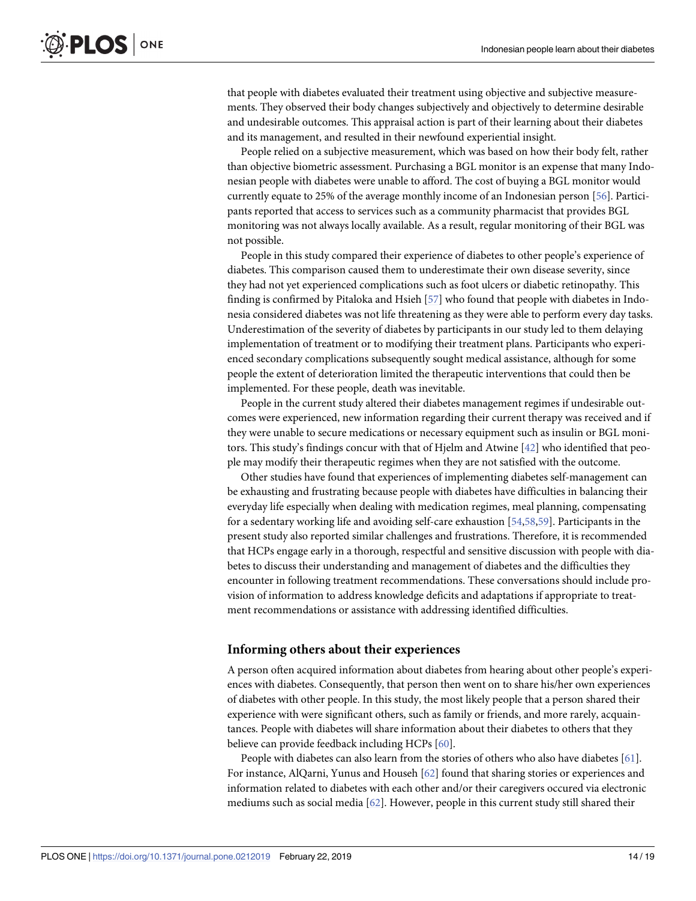that people with diabetes evaluated their treatment using objective and subjective measurements. They observed their body changes subjectively and objectively to determine desirable and undesirable outcomes. This appraisal action is part of their learning about their diabetes and its management, and resulted in their newfound experiential insight.

People relied on a subjective measurement, which was based on how their body felt, rather than objective biometric assessment. Purchasing a BGL monitor is an expense that many Indonesian people with diabetes were unable to afford. The cost of buying a BGL monitor would currently equate to 25% of the average monthly income of an Indonesian person [56]. Participants reported that access to services such as a community pharmacist that provides BGL monitoring was not always locally available. As a result, regular monitoring of their BGL was not possible.

People in this study compared their experience of diabetes to other people's experience of diabetes. This comparison caused them to underestimate their own disease severity, since they had not yet experienced complications such as foot ulcers or diabetic retinopathy. This finding is confirmed by Pitaloka and Hsieh [57] who found that people with diabetes in Indonesia considered diabetes was not life threatening as they were able to perform every day tasks. Underestimation of the severity of diabetes by participants in our study led to them delaying implementation of treatment or to modifying their treatment plans. Participants who experienced secondary complications subsequently sought medical assistance, although for some people the extent of deterioration limited the therapeutic interventions that could then be implemented. For these people, death was inevitable.

People in the current study altered their diabetes management regimes if undesirable outcomes were experienced, new information regarding their current therapy was received and if they were unable to secure medications or necessary equipment such as insulin or BGL monitors. This study's findings concur with that of Hjelm and Atwine [42] who identified that people may modify their therapeutic regimes when they are not satisfied with the outcome.

Other studies have found that experiences of implementing diabetes self-management can be exhausting and frustrating because people with diabetes have difficulties in balancing their everyday life especially when dealing with medication regimes, meal planning, compensating for a sedentary working life and avoiding self-care exhaustion [54,58,59]. Participants in the present study also reported similar challenges and frustrations. Therefore, it is recommended that HCPs engage early in a thorough, respectful and sensitive discussion with people with diabetes to discuss their understanding and management of diabetes and the difficulties they encounter in following treatment recommendations. These conversations should include provision of information to address knowledge deficits and adaptations if appropriate to treatment recommendations or assistance with addressing identified difficulties.

## Informing others about their experiences

A person often acquired information about diabetes from hearing about other people's experiences with diabetes. Consequently, that person then went on to share his/her own experiences of diabetes with other people. In this study, the most likely people that a person shared their experience with were significant others, such as family or friends, and more rarely, acquaintances. People with diabetes will share information about their diabetes to others that they believe can provide feedback including HCPs [60].

People with diabetes can also learn from the stories of others who also have diabetes [61]. For instance, AlQarni, Yunus and Househ [62] found that sharing stories or experiences and information related to diabetes with each other and/or their caregivers occured via electronic mediums such as social media [62]. However, people in this current study still shared their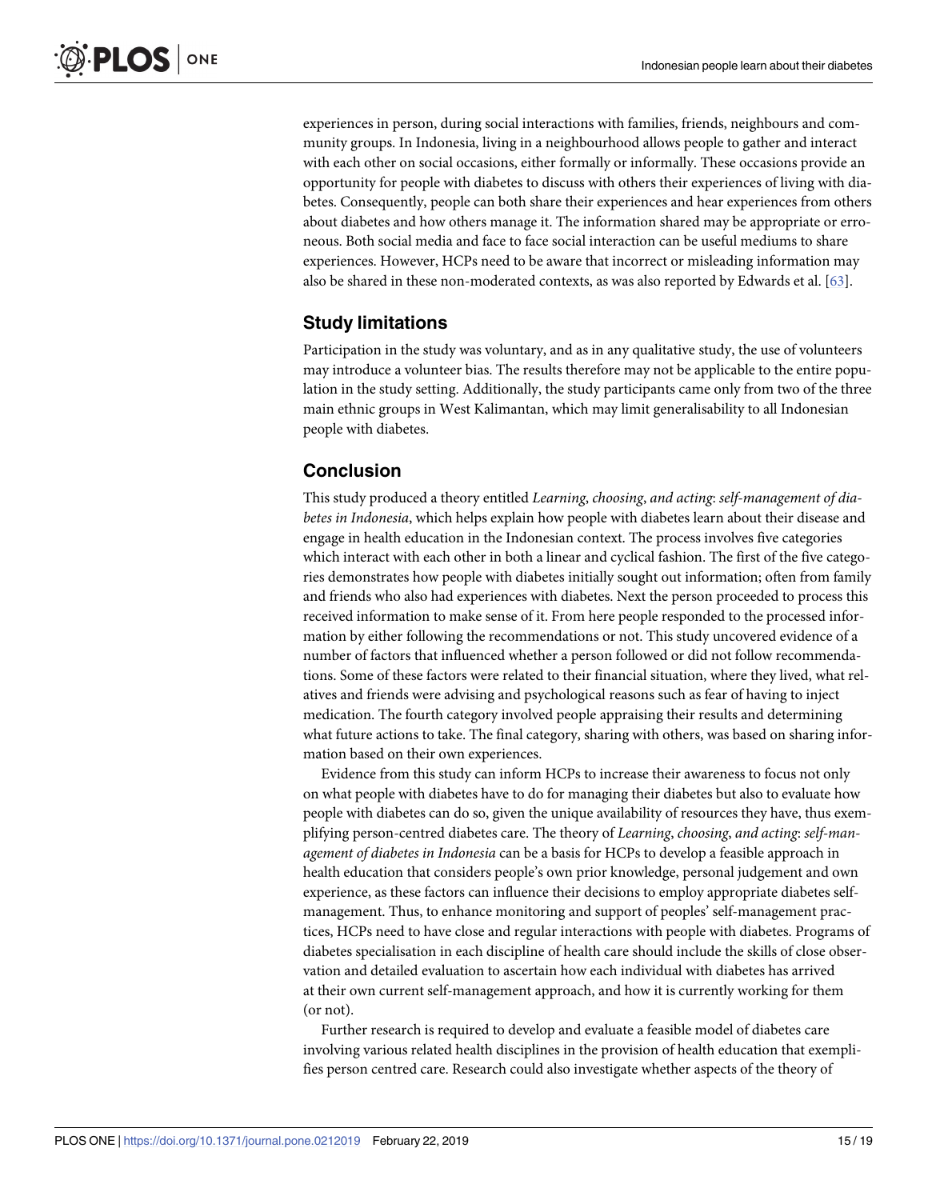experiences in person, during social interactions with families, friends, neighbours and community groups. In Indonesia, living in a neighbourhood allows people to gather and interact with each other on social occasions, either formally or informally. These occasions provide an opportunity for people with diabetes to discuss with others their experiences of living with diabetes. Consequently, people can both share their experiences and hear experiences from others about diabetes and how others manage it. The information shared may be appropriate or erroneous. Both social media and face to face social interaction can be useful mediums to share experiences. However, HCPs need to be aware that incorrect or misleading information may also be shared in these non-moderated contexts, as was also reported by Edwards et al. [63].

## Study limitations

Participation in the study was voluntary, and as in any qualitative study, the use of volunteers may introduce a volunteer bias. The results therefore may not be applicable to the entire population in the study setting. Additionally, the study participants came only from two of the three main ethnic groups in West Kalimantan, which may limit generalisability to all Indonesian people with diabetes.

## Conclusion

This study produced a theory entitled *Learning, choosing, and acting: self-management of diabetes in Indonesia*, which helps explain how people with diabetes learn about their disease and engage in health education in the Indonesian context. The process involves five categories which interact with each other in both a linear and cyclical fashion. The first of the five categories demonstrates how people with diabetes initially sought out information; often from family and friends who also had experiences with diabetes. Next the person proceeded to process this received information to make sense of it. From here people responded to the processed information by either following the recommendations or not. This study uncovered evidence of a number of factors that influenced whether a person followed or did not follow recommendations. Some of these factors were related to their financial situation, where they lived, what relatives and friends were advising and psychological reasons such as fear of having to inject medication. The fourth category involved people appraising their results and determining what future actions to take. The final category, sharing with others, was based on sharing information based on their own experiences.

Evidence from this study can inform HCPs to increase their awareness to focus not only on what people with diabetes have to do for managing their diabetes but also to evaluate how people with diabetes can do so, given the unique availability of resources they have, thus exemplifying person-centred diabetes care. The theory of *Learning, choosing, and acting: self-management of diabetes in Indonesia* can be a basis for HCPs to develop a feasible approach in health education that considers people's own prior knowledge, personal judgement and own experience, as these factors can influence their decisions to employ appropriate diabetes self-management. Thus, to enhance monitoring and support of peoples' self-management practices, HCPs need to have close and regular interactions with people with diabetes. Programs of diabetes specialisation in each discipline of health care should include the skills of close observation and detailed evaluation to ascertain how each individual with diabetes has arrived at their own current self-management approach, and how it is currently working for them (or not).

Further research is required to develop and evaluate a feasible model of diabetes care involving various related health disciplines in the provision of health education that exemplifies person centred care. Research could also investigate whether aspects of the theory of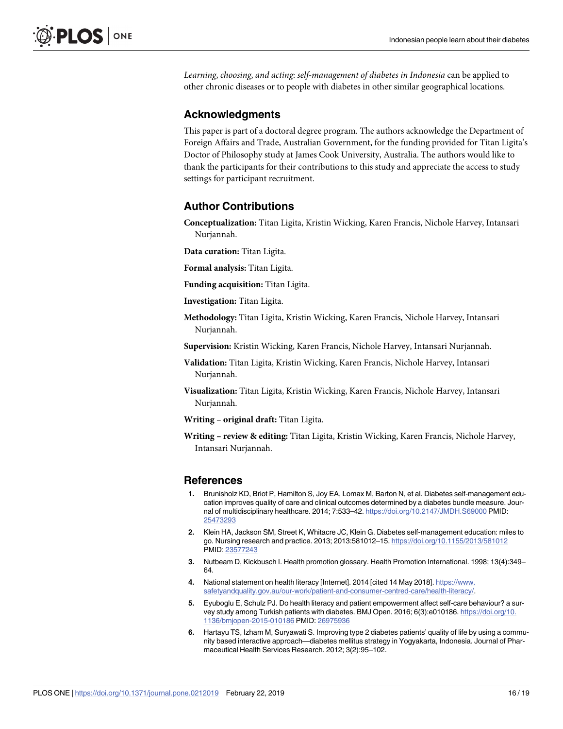*Learning, choosing, and acting: self-management of diabetes in Indonesia* can be applied to other chronic diseases or to people with diabetes in other similar geographical locations.

## Acknowledgments

This paper is part of a doctoral degree program. The authors acknowledge the Department of Foreign Affairs and Trade, Australian Government, for the funding provided for Titan Ligita's Doctor of Philosophy study at James Cook University, Australia. The authors would like to thank the participants for their contributions to this study and appreciate the access to study settings for participant recruitment.

## Author Contributions

**Conceptualization:** Titan Ligita, Kristin Wicking, Karen Francis, Nichole Harvey, Intansari Nurjannah.

**Data curation:** Titan Ligita.

**Formal analysis:** Titan Ligita.

**Funding acquisition:** Titan Ligita.

**Investigation:** Titan Ligita.

**Methodology:** Titan Ligita, Kristin Wicking, Karen Francis, Nichole Harvey, Intansari Nurjannah.

**Supervision:** Kristin Wicking, Karen Francis, Nichole Harvey, Intansari Nurjannah.

**Validation:** Titan Ligita, Kristin Wicking, Karen Francis, Nichole Harvey, Intansari Nurjannah.

**Visualization:** Titan Ligita, Kristin Wicking, Karen Francis, Nichole Harvey, Intansari Nurjannah.

**Writing – original draft:** Titan Ligita.

**Writing – review & editing:** Titan Ligita, Kristin Wicking, Karen Francis, Nichole Harvey, Intansari Nurjannah.

## References

1. Brunisholz KD, Briot P, Hamilton S, Joy EA, Lomax M, Barton N, et al. Diabetes self-management education improves quality of care and clinical outcomes determined by a diabetes bundle measure. Journal of multidisciplinary healthcare. 2014; 7:533–42. https://doi.org/10.2147/JMDH.S69000 PMID: 25473293
2. Klein HA, Jackson SM, Street K, Whitacre JC, Klein G. Diabetes self-management education: miles to go. Nursing research and practice. 2013; 2013:581012–15. https://doi.org/10.1155/2013/581012 PMID: 23577243
3. Nutbeam D, Kickbusch I. Health promotion glossary. Health Promotion International. 1998; 13(4):349–64.
4. National statement on health literacy [Internet]. 2014 [cited 14 May 2018]. https://www.safetyandquality.gov.au/our-work/patient-and-consumer-centred-care/health-literacy/.
5. Eyuboglu E, Schulz PJ. Do health literacy and patient empowerment affect self-care behaviour? a survey study among Turkish patients with diabetes. BMJ Open. 2016; 6(3):e010186. https://doi.org/10.1136/bmjopen-2015-010186 PMID: 26975936
6. Hartayu TS, Izham M, Suryawati S. Improving type 2 diabetes patients' quality of life by using a community based interactive approach—diabetes mellitus strategy in Yogyakarta, Indonesia. Journal of Pharmaceutical Health Services Research. 2012; 3(2):95–102.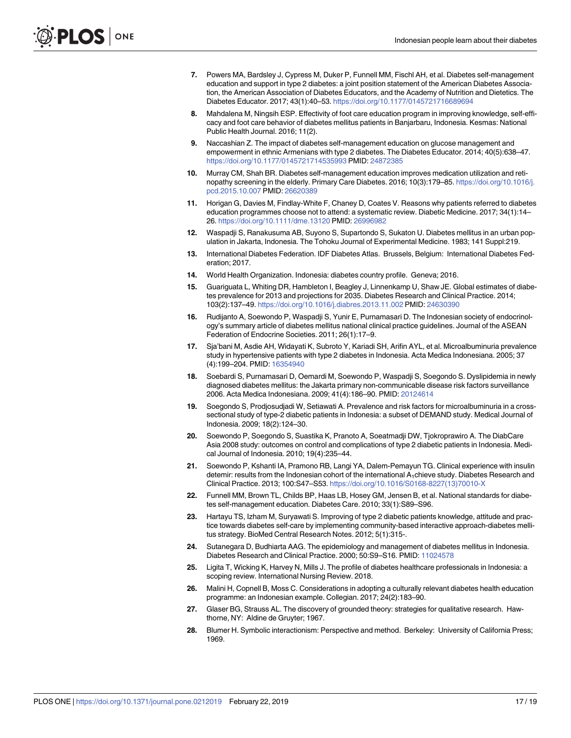7. Powers MA, Bardsley J, Cypress M, Duker P, Funnell MM, Fischl AH, et al. Diabetes self-management education and support in type 2 diabetes: a joint position statement of the American Diabetes Association, the American Association of Diabetes Educators, and the Academy of Nutrition and Dietetics. The Diabetes Educator. 2017; 43(1):40–53. https://doi.org/10.1177/0145721716689694

8. Mahdalena M, Ningsih ESP. Effectivity of foot care education program in improving knowledge, self-efficacy and foot care behavior of diabetes mellitus patients in Banjarbaru, Indonesia. Kesmas: National Public Health Journal. 2016; 11(2).

9. Naccashian Z. The impact of diabetes self-management education on glucose management and empowerment in ethnic Armenians with type 2 diabetes. The Diabetes Educator. 2014; 40(5):638–47. https://doi.org/10.1177/0145721714535993 PMID: 24872385

10. Murray CM, Shah BR. Diabetes self-management education improves medication utilization and retinopathy screening in the elderly. Primary Care Diabetes. 2016; 10(3):179–85. https://doi.org/10.1016/j.pcd.2015.10.007 PMID: 26620389

11. Horigan G, Davies M, Findlay-White F, Chaney D, Coates V. Reasons why patients referred to diabetes education programmes choose not to attend: a systematic review. Diabetic Medicine. 2017; 34(1):14–26. https://doi.org/10.1111/dme.13120 PMID: 26996982

12. Waspadji S, Ranakusuma AB, Suyono S, Supartondo S, Sukaton U. Diabetes mellitus in an urban population in Jakarta, Indonesia. The Tohoku Journal of Experimental Medicine. 1983; 141 Suppl:219.

13. International Diabetes Federation. IDF Diabetes Atlas. Brussels, Belgium: International Diabetes Federation; 2017.

14. World Health Organization. Indonesia: diabetes country profile. Geneva; 2016.

15. Guariguata L, Whiting DR, Hambleton I, Beagley J, Linnenkamp U, Shaw JE. Global estimates of diabetes prevalence for 2013 and projections for 2035. Diabetes Research and Clinical Practice. 2014; 103(2):137–49. https://doi.org/10.1016/j.diabres.2013.11.002 PMID: 24630390

16. Rudijanto A, Soewondo P, Waspadji S, Yunir E, Purnamasari D. The Indonesian society of endocrinology's summary article of diabetes mellitus national clinical practice guidelines. Journal of the ASEAN Federation of Endocrine Societies. 2011; 26(1):17–9.

17. Sja'bani M, Asdie AH, Widayati K, Subroto Y, Kariadi SH, Arifin AYL, et al. Microalbuminuria prevalence study in hypertensive patients with type 2 diabetes in Indonesia. Acta Medica Indonesiana. 2005; 37 (4):199–204. PMID: 16354940

18. Soebardi S, Purnamasari D, Oemardi M, Soewondo P, Waspadji S, Soegondo S. Dyslipidemia in newly diagnosed diabetes mellitus: the Jakarta primary non-communicable disease risk factors surveillance 2006. Acta Medica Indonesiana. 2009; 41(4):186–90. PMID: 20124614

19. Soegondo S, Prodjosudjadi W, Setiawati A. Prevalence and risk factors for microalbuminuria in a cross-sectional study of type-2 diabetic patients in Indonesia: a subset of DEMAND study. Medical Journal of Indonesia. 2009; 18(2):124–30.

20. Soewondo P, Soegondo S, Suastika K, Pranoto A, Soeatmadji DW, Tjokroprawiro A. The DiabCare Asia 2008 study: outcomes on control and complications of type 2 diabetic patients in Indonesia. Medical Journal of Indonesia. 2010; 19(4):235–44.

21. Soewondo P, Kshanti IA, Pramono RB, Langi YA, Dalem-Pemayun TG. Clinical experience with insulin detemir: results from the Indonesian cohort of the international $A_1$chieve study. Diabetes Research and Clinical Practice. 2013; 100:S47–S53. https://doi.org/10.1016/S0168-8227(13)70010-X

22. Funnell MM, Brown TL, Childs BP, Haas LB, Hosey GM, Jensen B, et al. National standards for diabetes self-management education. Diabetes Care. 2010; 33(1):S89–S96.

23. Hartayu TS, Izham M, Suryawati S. Improving of type 2 diabetic patients knowledge, attitude and practice towards diabetes self-care by implementing community-based interactive approach-diabetes mellitus strategy. BioMed Central Research Notes. 2012; 5(1):315-.

24. Sutanegara D, Budhiarta AAG. The epidemiology and management of diabetes mellitus in Indonesia. Diabetes Research and Clinical Practice. 2000; 50:S9–S16. PMID: 11024578

25. Ligita T, Wicking K, Harvey N, Mills J. The profile of diabetes healthcare professionals in Indonesia: a scoping review. International Nursing Review. 2018.

26. Malini H, Copnell B, Moss C. Considerations in adopting a culturally relevant diabetes health education programme: an Indonesian example. Collegian. 2017; 24(2):183–90.

27. Glaser BG, Strauss AL. The discovery of grounded theory: strategies for qualitative research. Hawthorne, NY: Aldine de Gruyter; 1967.

28. Blumer H. Symbolic interactionism: Perspective and method. Berkeley: University of California Press; 1969.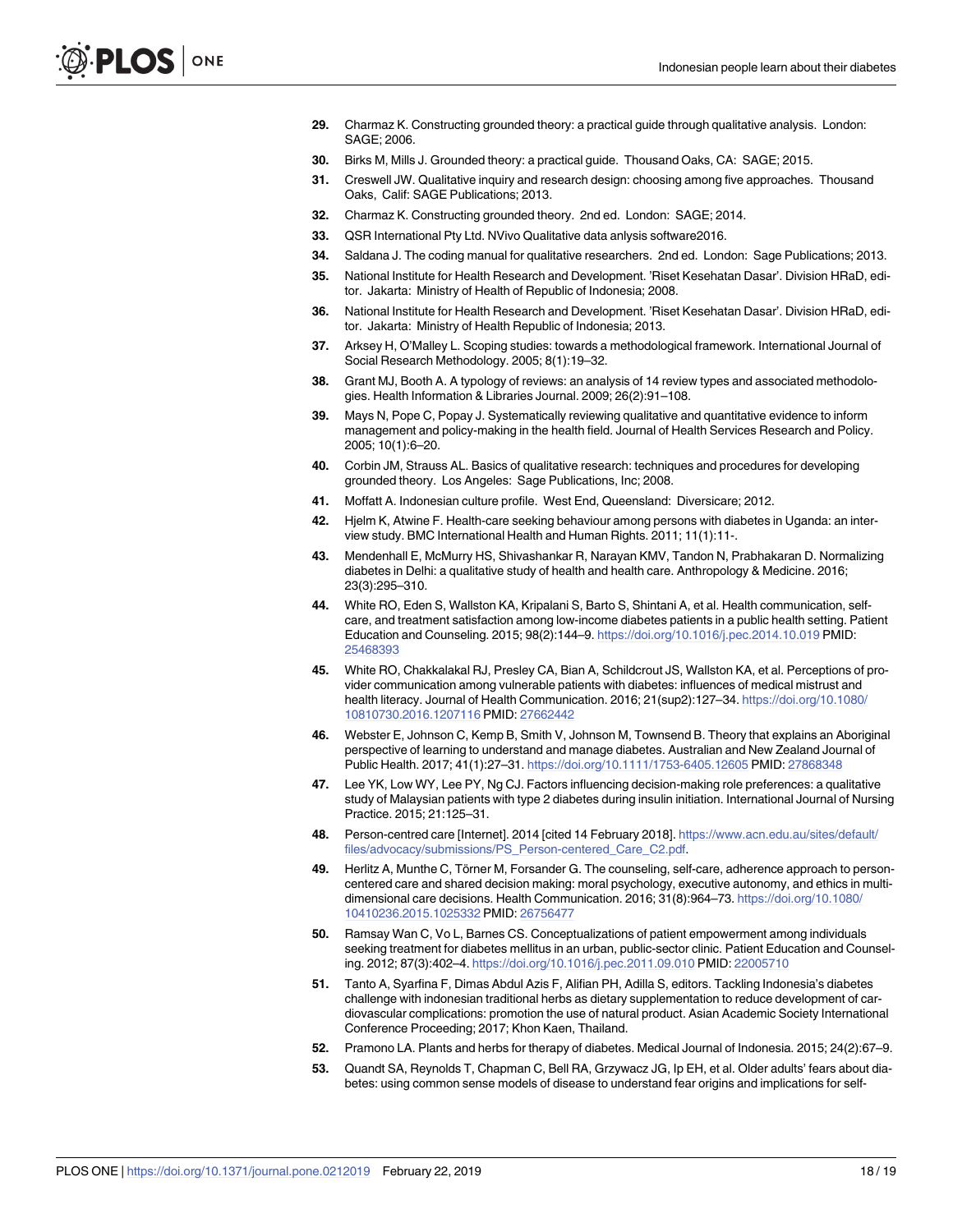29. Charmaz K. Constructing grounded theory: a practical guide through qualitative analysis. London: SAGE; 2006.
30. Birks M, Mills J. Grounded theory: a practical guide. Thousand Oaks, CA: SAGE; 2015.
31. Creswell JW. Qualitative inquiry and research design: choosing among five approaches. Thousand Oaks, Calif: SAGE Publications; 2013.
32. Charmaz K. Constructing grounded theory. 2nd ed. London: SAGE; 2014.
33. QSR International Pty Ltd. NVivo Qualitative data anlysis software2016.
34. Saldana J. The coding manual for qualitative researchers. 2nd ed. London: Sage Publications; 2013.
35. National Institute for Health Research and Development. 'Riset Kesehatan Dasar'. Division HRaD, editor. Jakarta: Ministry of Health of Republic of Indonesia; 2008.
36. National Institute for Health Research and Development. 'Riset Kesehatan Dasar'. Division HRaD, editor. Jakarta: Ministry of Health Republic of Indonesia; 2013.
37. Arksey H, O'Malley L. Scoping studies: towards a methodological framework. International Journal of Social Research Methodology. 2005; 8(1):19–32.
38. Grant MJ, Booth A. A typology of reviews: an analysis of 14 review types and associated methodologies. Health Information & Libraries Journal. 2009; 26(2):91–108.
39. Mays N, Pope C, Popay J. Systematically reviewing qualitative and quantitative evidence to inform management and policy-making in the health field. Journal of Health Services Research and Policy. 2005; 10(1):6–20.
40. Corbin JM, Strauss AL. Basics of qualitative research: techniques and procedures for developing grounded theory. Los Angeles: Sage Publications, Inc; 2008.
41. Moffatt A. Indonesian culture profile. West End, Queensland: Diversicare; 2012.
42. Hjelm K, Atwine F. Health-care seeking behaviour among persons with diabetes in Uganda: an interview study. BMC International Health and Human Rights. 2011; 11(1):11-.
43. Mendenhall E, McMurry HS, Shivashankar R, Narayan KMV, Tandon N, Prabhakaran D. Normalizing diabetes in Delhi: a qualitative study of health and health care. Anthropology & Medicine. 2016; 23(3):295–310.
44. White RO, Eden S, Wallston KA, Kripalani S, Barto S, Shintani A, et al. Health communication, self-care, and treatment satisfaction among low-income diabetes patients in a public health setting. Patient Education and Counseling. 2015; 98(2):144–9. https://doi.org/10.1016/j.pec.2014.10.019 PMID: 25468393
45. White RO, Chakkalakal RJ, Presley CA, Bian A, Schildcrout JS, Wallston KA, et al. Perceptions of provider communication among vulnerable patients with diabetes: influences of medical mistrust and health literacy. Journal of Health Communication. 2016; 21(sup2):127–34. https://doi.org/10.1080/10810730.2016.1207116 PMID: 27662442
46. Webster E, Johnson C, Kemp B, Smith V, Johnson M, Townsend B. Theory that explains an Aboriginal perspective of learning to understand and manage diabetes. Australian and New Zealand Journal of Public Health. 2017; 41(1):27–31. https://doi.org/10.1111/1753-6405.12605 PMID: 27868348
47. Lee YK, Low WY, Lee PY, Ng CJ. Factors influencing decision-making role preferences: a qualitative study of Malaysian patients with type 2 diabetes during insulin initiation. International Journal of Nursing Practice. 2015; 21:125–31.
48. Person-centred care [Internet]. 2014 [cited 14 February 2018]. https://www.acn.edu.au/sites/default/files/advocacy/submissions/PS_Person-centered_Care_C2.pdf.
49. Herlitz A, Munthe C, Törner M, Forsander G. The counseling, self-care, adherence approach to person-centered care and shared decision making: moral psychology, executive autonomy, and ethics in multi-dimensional care decisions. Health Communication. 2016; 31(8):964–73. https://doi.org/10.1080/10410236.2015.1025332 PMID: 26756477
50. Ramsay Wan C, Vo L, Barnes CS. Conceptualizations of patient empowerment among individuals seeking treatment for diabetes mellitus in an urban, public-sector clinic. Patient Education and Counseling. 2012; 87(3):402–4. https://doi.org/10.1016/j.pec.2011.09.010 PMID: 22005710
51. Tanto A, Syarfina F, Dimas Abdul Azis F, Alifian PH, Adilla S, editors. Tackling Indonesia's diabetes challenge with indonesian traditional herbs as dietary supplementation to reduce development of cardiovascular complications: promotion the use of natural product. Asian Academic Society International Conference Proceeding; 2017; Khon Kaen, Thailand.
52. Pramono LA. Plants and herbs for therapy of diabetes. Medical Journal of Indonesia. 2015; 24(2):67–9.
53. Quandt SA, Reynolds T, Chapman C, Bell RA, Grzywacz JG, Ip EH, et al. Older adults' fears about diabetes: using common sense models of disease to understand fear origins and implications for self-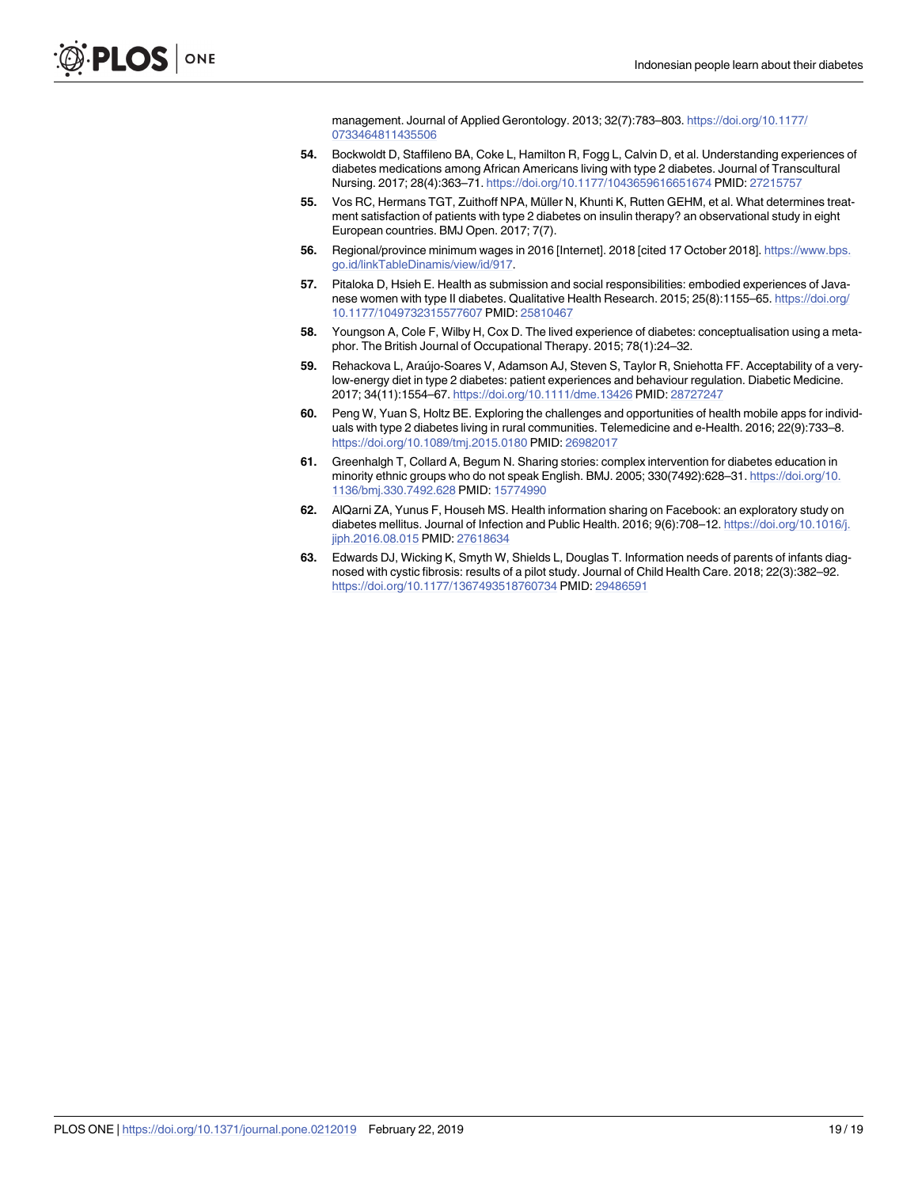management. Journal of Applied Gerontology. 2013; 32(7):783–803. https://doi.org/10.1177/0733464811435506

54. Bockwoldt D, Staffileno BA, Coke L, Hamilton R, Fogg L, Calvin D, et al. Understanding experiences of diabetes medications among African Americans living with type 2 diabetes. Journal of Transcultural Nursing. 2017; 28(4):363–71. https://doi.org/10.1177/1043659616651674 PMID: 27215757

55. Vos RC, Hermans TGT, Zuithoff NPA, Müller N, Khunti K, Rutten GEHM, et al. What determines treatment satisfaction of patients with type 2 diabetes on insulin therapy? an observational study in eight European countries. BMJ Open. 2017; 7(7).

56. Regional/province minimum wages in 2016 [Internet]. 2018 [cited 17 October 2018]. https://www.bps.go.id/linkTableDinamis/view/id/917.

57. Pitaloka D, Hsieh E. Health as submission and social responsibilities: embodied experiences of Javanese women with type II diabetes. Qualitative Health Research. 2015; 25(8):1155–65. https://doi.org/10.1177/1049732315577607 PMID: 25810467

58. Youngson A, Cole F, Wilby H, Cox D. The lived experience of diabetes: conceptualisation using a metaphor. The British Journal of Occupational Therapy. 2015; 78(1):24–32.

59. Rehackova L, Araújo-Soares V, Adamson AJ, Steven S, Taylor R, Sniehotta FF. Acceptability of a very-low-energy diet in type 2 diabetes: patient experiences and behaviour regulation. Diabetic Medicine. 2017; 34(11):1554–67. https://doi.org/10.1111/dme.13426 PMID: 28727247

60. Peng W, Yuan S, Holtz BE. Exploring the challenges and opportunities of health mobile apps for individuals with type 2 diabetes living in rural communities. Telemedicine and e-Health. 2016; 22(9):733–8. https://doi.org/10.1089/tmj.2015.0180 PMID: 26982017

61. Greenhalgh T, Collard A, Begum N. Sharing stories: complex intervention for diabetes education in minority ethnic groups who do not speak English. BMJ. 2005; 330(7492):628–31. https://doi.org/10.1136/bmj.330.7492.628 PMID: 15774990

62. AlQarni ZA, Yunus F, Househ MS. Health information sharing on Facebook: an exploratory study on diabetes mellitus. Journal of Infection and Public Health. 2016; 9(6):708–12. https://doi.org/10.1016/j.jiph.2016.08.015 PMID: 27618634

63. Edwards DJ, Wicking K, Smyth W, Shields L, Douglas T. Information needs of parents of infants diagnosed with cystic fibrosis: results of a pilot study. Journal of Child Health Care. 2018; 22(3):382–92. https://doi.org/10.1177/1367493518760734 PMID: 29486591